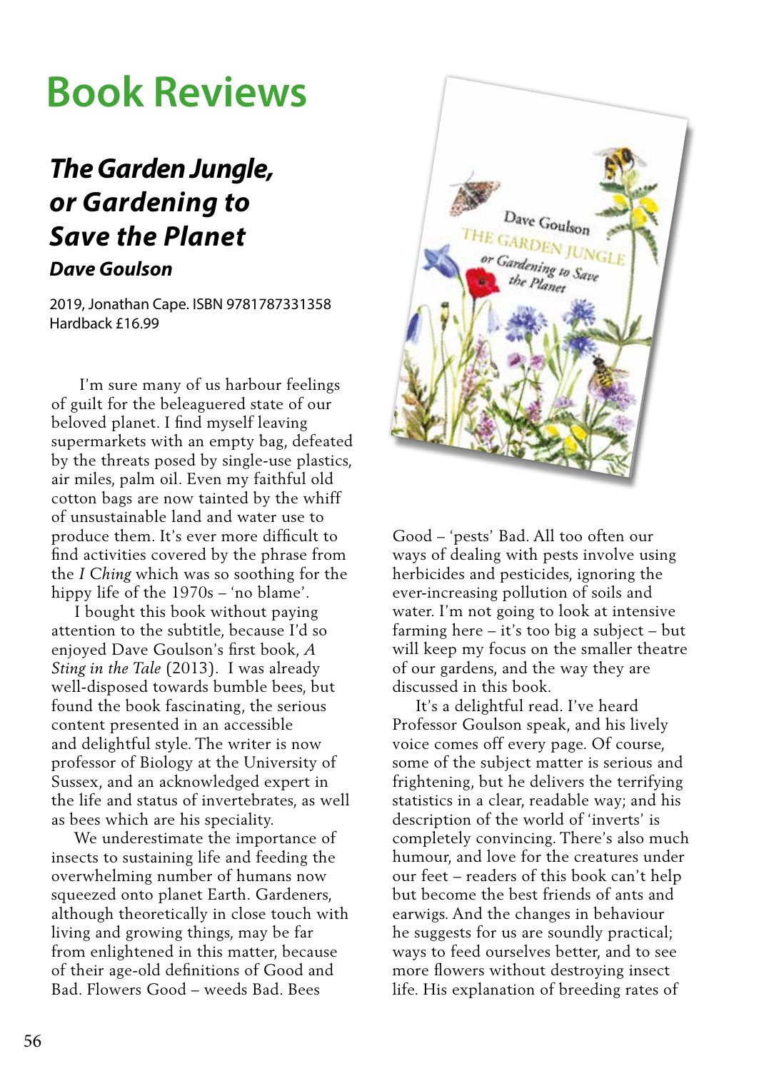# Book Reviews

## *The Garden Jungle, or Gardening to Save the Planet*

### *Dave Goulson*

2019, Jonathan Cape. ISBN 9781787331358
Hardback £16.99

I'm sure many of us harbour feelings of guilt for the beleaguered state of our beloved planet. I find myself leaving supermarkets with an empty bag, defeated by the threats posed by single-use plastics, air miles, palm oil. Even my faithful old cotton bags are now tainted by the whiff of unsustainable land and water use to produce them. It's ever more difficult to find activities covered by the phrase from the *I Ching* which was so soothing for the hippy life of the 1970s – 'no blame'.

I bought this book without paying attention to the subtitle, because I'd so enjoyed Dave Goulson's first book, *A Sting in the Tale* (2013). I was already well-disposed towards bumble bees, but found the book fascinating, the serious content presented in an accessible and delightful style. The writer is now professor of Biology at the University of Sussex, and an acknowledged expert in the life and status of invertebrates, as well as bees which are his speciality.

We underestimate the importance of insects to sustaining life and feeding the overwhelming number of humans now squeezed onto planet Earth. Gardeners, although theoretically in close touch with living and growing things, may be far from enlightened in this matter, because of their age-old definitions of Good and Bad. Flowers Good – weeds Bad. Bees Good – 'pests' Bad. All too often our ways of dealing with pests involve using herbicides and pesticides, ignoring the ever-increasing pollution of soils and water. I'm not going to look at intensive farming here – it's too big a subject – but will keep my focus on the smaller theatre of our gardens, and the way they are discussed in this book.

It's a delightful read. I've heard Professor Goulson speak, and his lively voice comes off every page. Of course, some of the subject matter is serious and frightening, but he delivers the terrifying statistics in a clear, readable way; and his description of the world of 'inverts' is completely convincing. There's also much humour, and love for the creatures under our feet – readers of this book can't help but become the best friends of ants and earwigs. And the changes in behaviour he suggests for us are soundly practical; ways to feed ourselves better, and to see more flowers without destroying insect life. His explanation of breeding rates of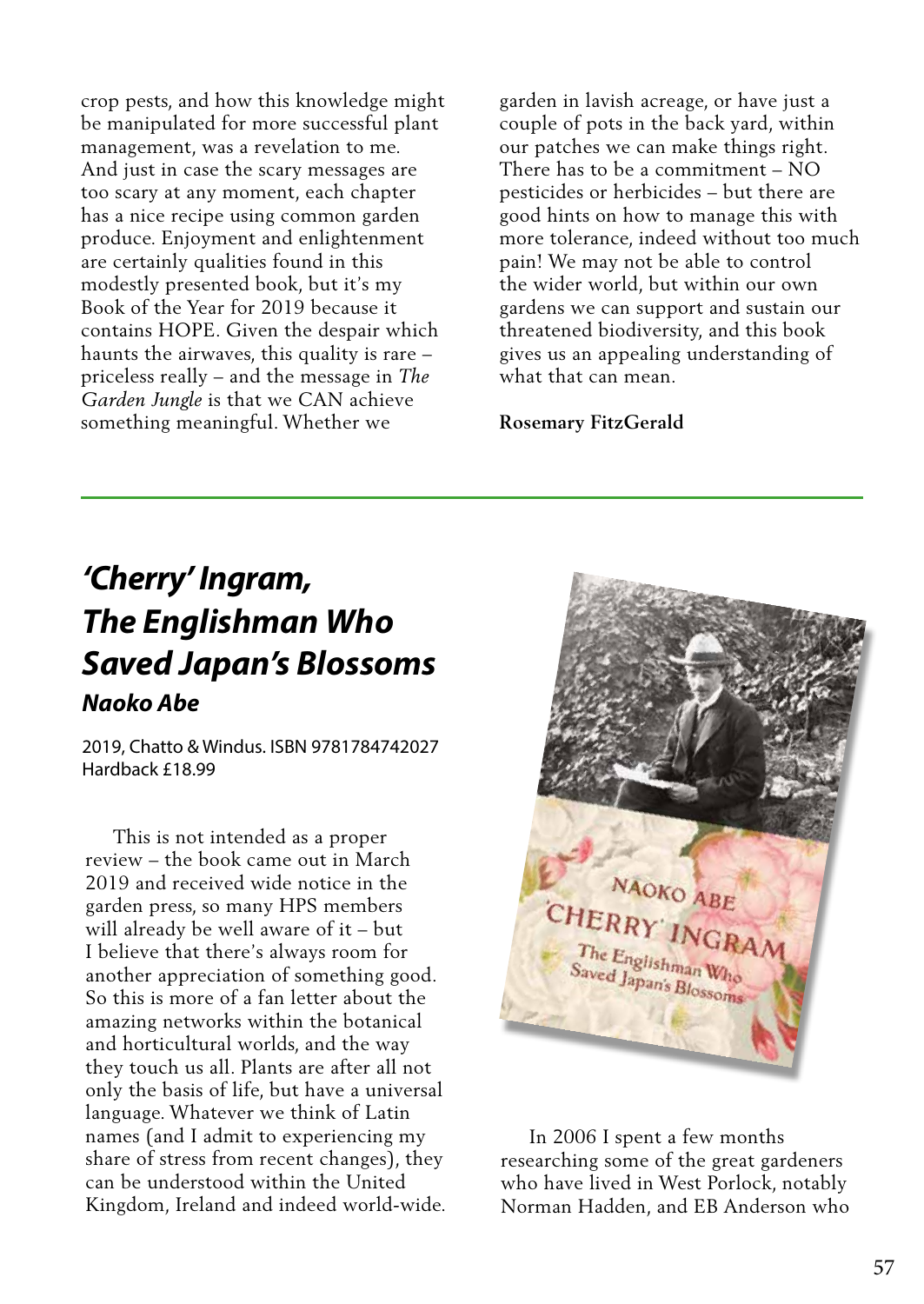crop pests, and how this knowledge might be manipulated for more successful plant management, was a revelation to me. And just in case the scary messages are too scary at any moment, each chapter has a nice recipe using common garden produce. Enjoyment and enlightenment are certainly qualities found in this modestly presented book, but it's my Book of the Year for 2019 because it contains HOPE. Given the despair which haunts the airwaves, this quality is rare – priceless really – and the message in *The Garden Jungle* is that we CAN achieve something meaningful. Whether we garden in lavish acreage, or have just a couple of pots in the back yard, within our patches we can make things right. There has to be a commitment – NO pesticides or herbicides – but there are good hints on how to manage this with more tolerance, indeed without too much pain! We may not be able to control the wider world, but within our own gardens we can support and sustain our threatened biodiversity, and this book gives us an appealing understanding of what that can mean.

**Rosemary FitzGerald**

---

## *'Cherry' Ingram, The Englishman Who Saved Japan's Blossoms*

### *Naoko Abe*

2019, Chatto & Windus. ISBN 9781784742027
Hardback £18.99

This is not intended as a proper review – the book came out in March 2019 and received wide notice in the garden press, so many HPS members will already be well aware of it – but I believe that there's always room for another appreciation of something good. So this is more of a fan letter about the amazing networks within the botanical and horticultural worlds, and the way they touch us all. Plants are after all not only the basis of life, but have a universal language. Whatever we think of Latin names (and I admit to experiencing my share of stress from recent changes), they can be understood within the United Kingdom, Ireland and indeed world-wide.

In 2006 I spent a few months researching some of the great gardeners who have lived in West Porlock, notably Norman Hadden, and EB Anderson who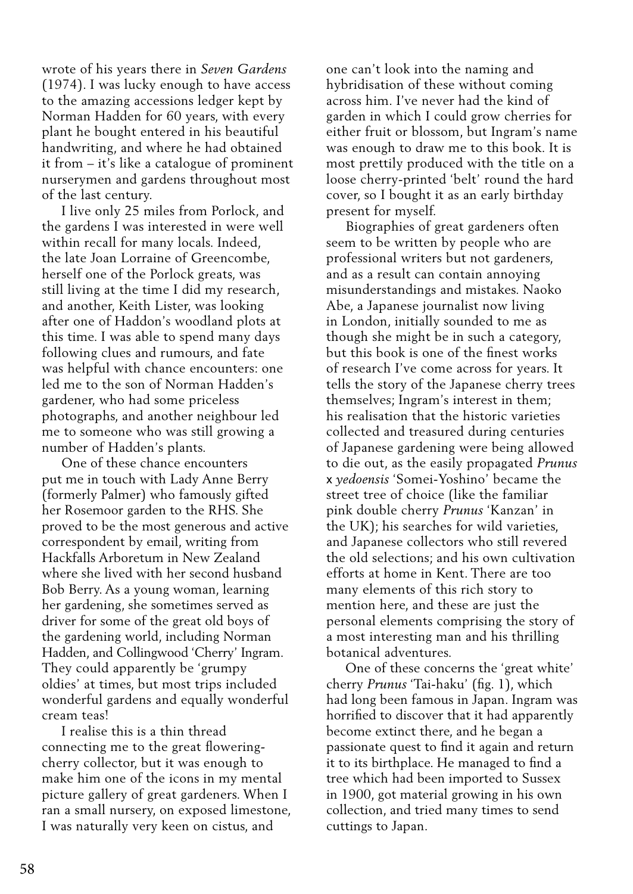wrote of his years there in *Seven Gardens* (1974). I was lucky enough to have access to the amazing accessions ledger kept by Norman Hadden for 60 years, with every plant he bought entered in his beautiful handwriting, and where he had obtained it from – it's like a catalogue of prominent nurserymen and gardens throughout most of the last century.

I live only 25 miles from Porlock, and the gardens I was interested in were well within recall for many locals. Indeed, the late Joan Lorraine of Greencombe, herself one of the Porlock greats, was still living at the time I did my research, and another, Keith Lister, was looking after one of Haddon's woodland plots at this time. I was able to spend many days following clues and rumours, and fate was helpful with chance encounters: one led me to the son of Norman Hadden's gardener, who had some priceless photographs, and another neighbour led me to someone who was still growing a number of Hadden's plants.

One of these chance encounters put me in touch with Lady Anne Berry (formerly Palmer) who famously gifted her Rosemoor garden to the RHS. She proved to be the most generous and active correspondent by email, writing from Hackfalls Arboretum in New Zealand where she lived with her second husband Bob Berry. As a young woman, learning her gardening, she sometimes served as driver for some of the great old boys of the gardening world, including Norman Hadden, and Collingwood 'Cherry' Ingram. They could apparently be 'grumpy oldies' at times, but most trips included wonderful gardens and equally wonderful cream teas!

I realise this is a thin thread connecting me to the great flowering-cherry collector, but it was enough to make him one of the icons in my mental picture gallery of great gardeners. When I ran a small nursery, on exposed limestone, I was naturally very keen on cistus, and one can't look into the naming and hybridisation of these without coming across him. I've never had the kind of garden in which I could grow cherries for either fruit or blossom, but Ingram's name was enough to draw me to this book. It is most prettily produced with the title on a loose cherry-printed 'belt' round the hard cover, so I bought it as an early birthday present for myself.

Biographies of great gardeners often seem to be written by people who are professional writers but not gardeners, and as a result can contain annoying misunderstandings and mistakes. Naoko Abe, a Japanese journalist now living in London, initially sounded to me as though she might be in such a category, but this book is one of the finest works of research I've come across for years. It tells the story of the Japanese cherry trees themselves; Ingram's interest in them; his realisation that the historic varieties collected and treasured during centuries of Japanese gardening were being allowed to die out, as the easily propagated *Prunus* x *yedoensis* 'Somei-Yoshino' became the street tree of choice (like the familiar pink double cherry *Prunus* 'Kanzan' in the UK); his searches for wild varieties, and Japanese collectors who still revered the old selections; and his own cultivation efforts at home in Kent. There are too many elements of this rich story to mention here, and these are just the personal elements comprising the story of a most interesting man and his thrilling botanical adventures.

One of these concerns the 'great white' cherry *Prunus* 'Tai-haku' (fig. 1), which had long been famous in Japan. Ingram was horrified to discover that it had apparently become extinct there, and he began a passionate quest to find it again and return it to its birthplace. He managed to find a tree which had been imported to Sussex in 1900, got material growing in his own collection, and tried many times to send cuttings to Japan.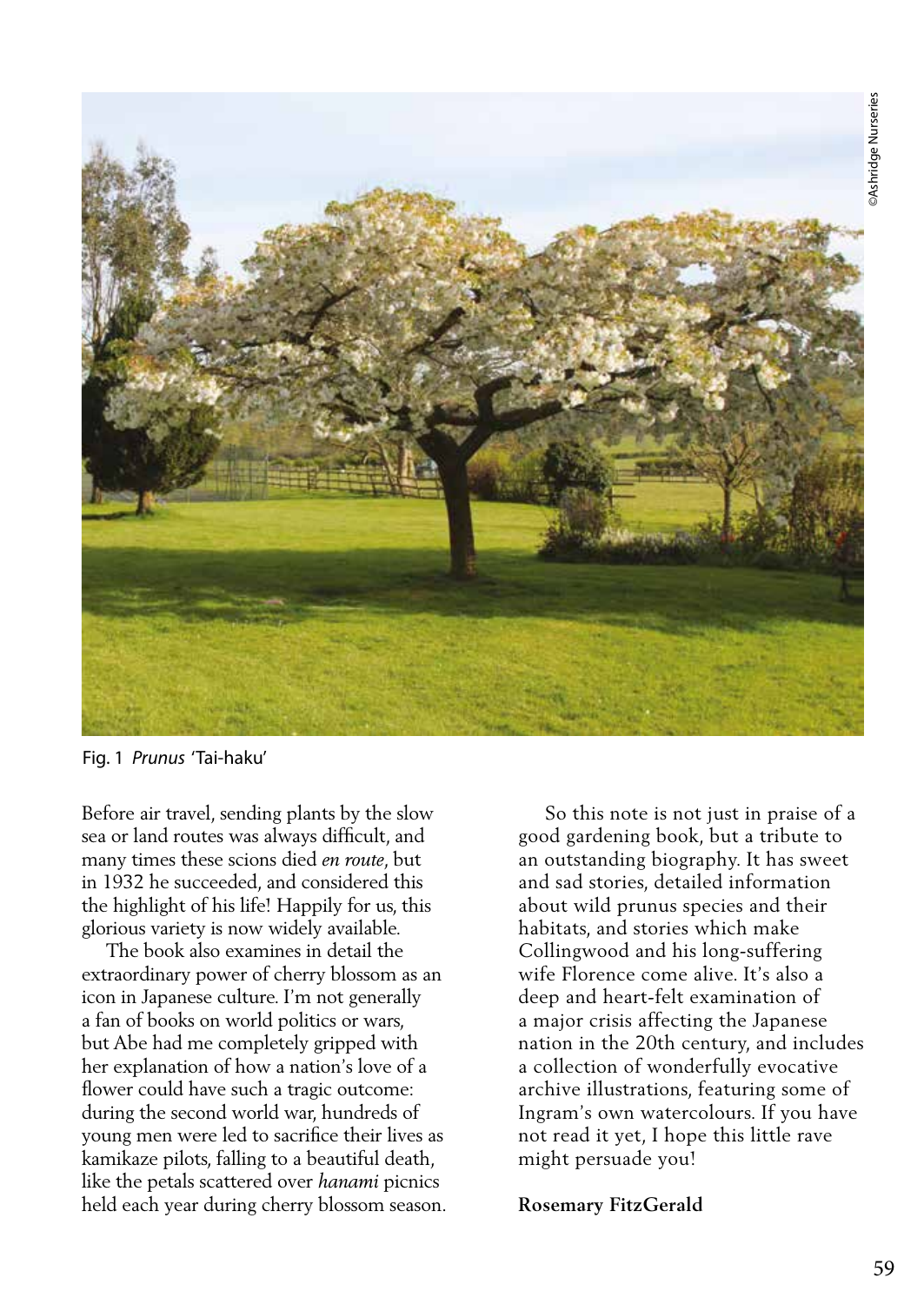Fig. 1 *Prunus* 'Tai-haku'

Before air travel, sending plants by the slow sea or land routes was always difficult, and many times these scions died *en route*, but in 1932 he succeeded, and considered this the highlight of his life! Happily for us, this glorious variety is now widely available.

The book also examines in detail the extraordinary power of cherry blossom as an icon in Japanese culture. I'm not generally a fan of books on world politics or wars, but Abe had me completely gripped with her explanation of how a nation's love of a flower could have such a tragic outcome: during the second world war, hundreds of young men were led to sacrifice their lives as kamikaze pilots, falling to a beautiful death, like the petals scattered over *hanami* picnics held each year during cherry blossom season.

So this note is not just in praise of a good gardening book, but a tribute to an outstanding biography. It has sweet and sad stories, detailed information about wild prunus species and their habitats, and stories which make Collingwood and his long-suffering wife Florence come alive. It's also a deep and heart-felt examination of a major crisis affecting the Japanese nation in the 20th century, and includes a collection of wonderfully evocative archive illustrations, featuring some of Ingram's own watercolours. If you have not read it yet, I hope this little rave might persuade you!

**Rosemary FitzGerald**